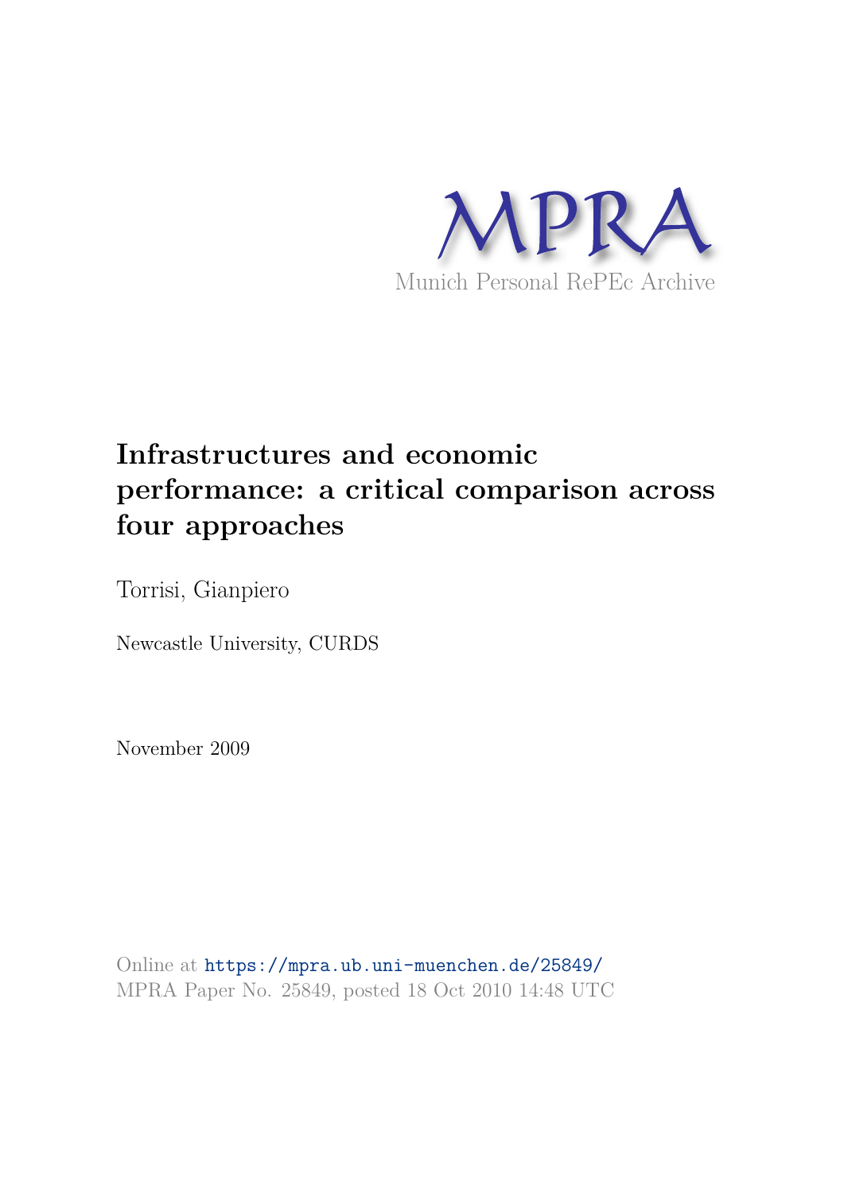MPRA

Munich Personal RePEc Archive

# Infrastructures and economic performance: a critical comparison across four approaches

Torrisi, Gianpiero

Newcastle University, CURDS

November 2009

Online at https://mpra.ub.uni-muenchen.de/25849/
MPRA Paper No. 25849, posted 18 Oct 2010 14:48 UTC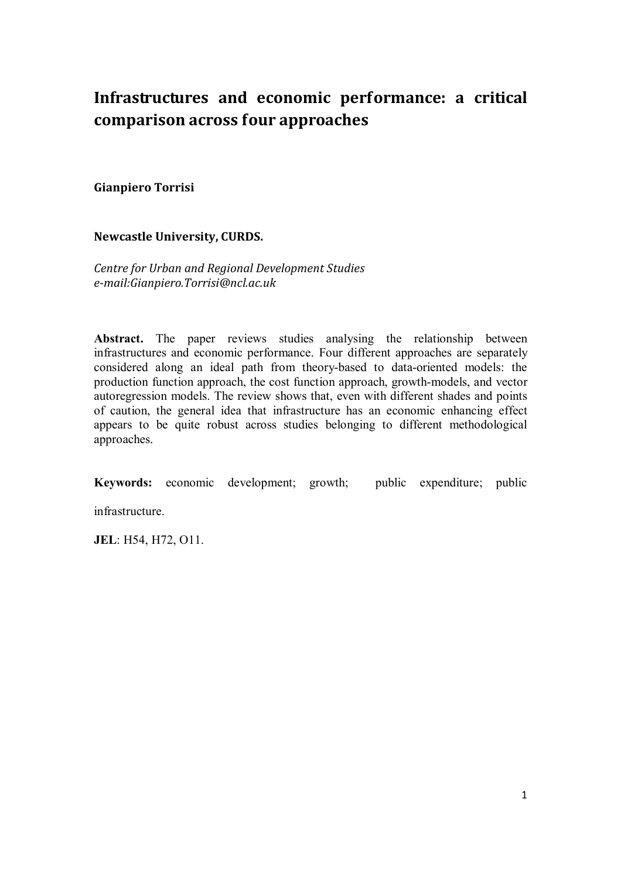# Infrastructures and economic performance: a critical comparison across four approaches

**Gianpiero Torrisi**

**Newcastle University, CURDS.**

*Centre for Urban and Regional Development Studies*
*e-mail:Gianpiero.Torrisi@ncl.ac.uk*

**Abstract.** The paper reviews studies analysing the relationship between infrastructures and economic performance. Four different approaches are separately considered along an ideal path from theory-based to data-oriented models: the production function approach, the cost function approach, growth-models, and vector autoregression models. The review shows that, even with different shades and points of caution, the general idea that infrastructure has an economic enhancing effect appears to be quite robust across studies belonging to different methodological approaches.

**Keywords:** economic development; growth; public expenditure; public infrastructure.

**JEL**: H54, H72, O11.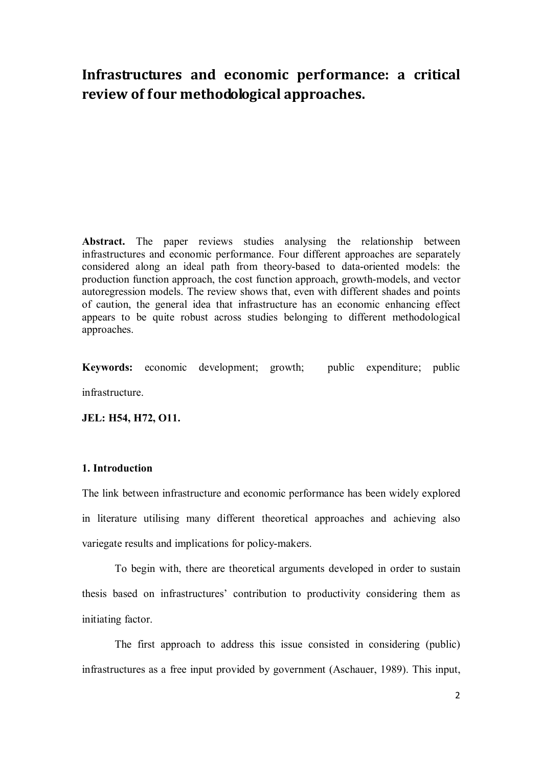# Infrastructures and economic performance: a critical review of four methodological approaches.

**Abstract.** The paper reviews studies analysing the relationship between infrastructures and economic performance. Four different approaches are separately considered along an ideal path from theory-based to data-oriented models: the production function approach, the cost function approach, growth-models, and vector autoregression models. The review shows that, even with different shades and points of caution, the general idea that infrastructure has an economic enhancing effect appears to be quite robust across studies belonging to different methodological approaches.

**Keywords:** economic development; growth; public expenditure; public infrastructure.

**JEL: H54, H72, O11.**

## 1. Introduction

The link between infrastructure and economic performance has been widely explored in literature utilising many different theoretical approaches and achieving also variegate results and implications for policy-makers.

To begin with, there are theoretical arguments developed in order to sustain thesis based on infrastructures' contribution to productivity considering them as initiating factor.

The first approach to address this issue consisted in considering (public) infrastructures as a free input provided by government (Aschauer, 1989). This input,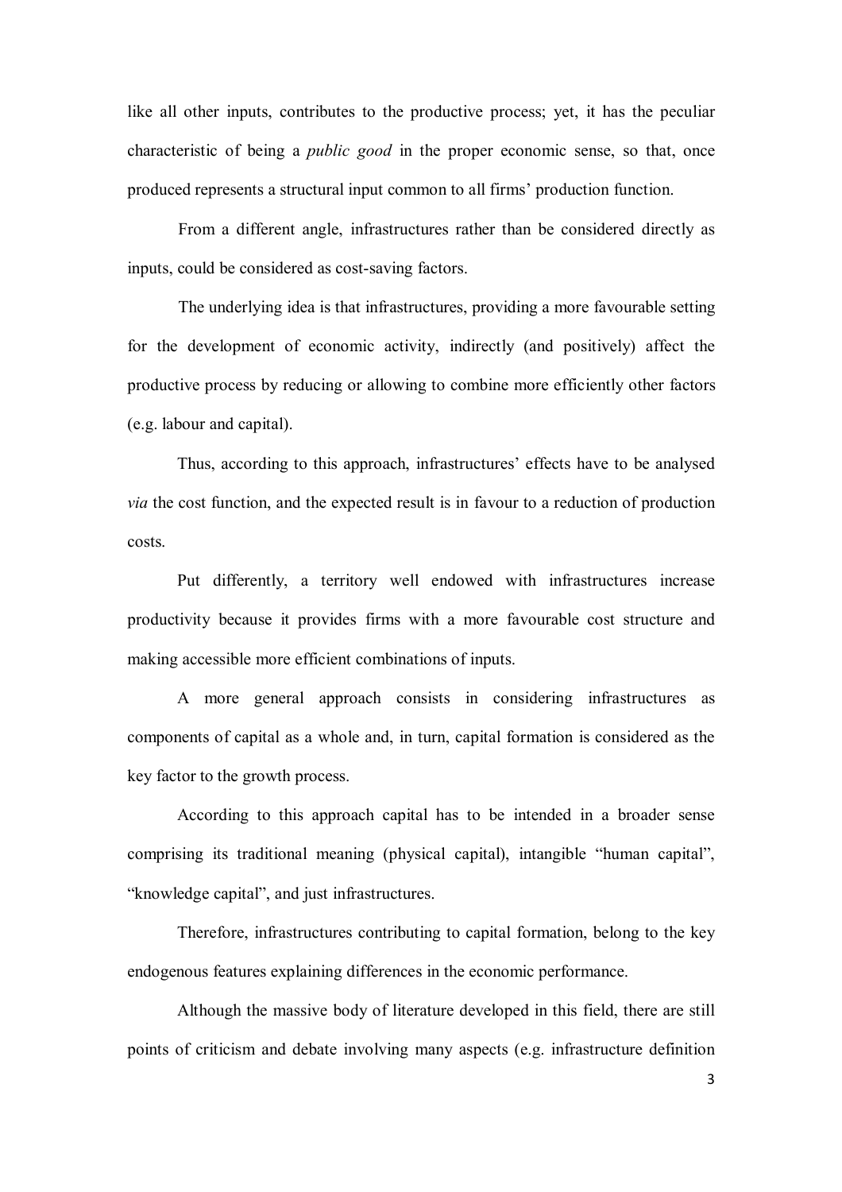like all other inputs, contributes to the productive process; yet, it has the peculiar characteristic of being a *public good* in the proper economic sense, so that, once produced represents a structural input common to all firms' production function.

From a different angle, infrastructures rather than be considered directly as inputs, could be considered as cost-saving factors.

The underlying idea is that infrastructures, providing a more favourable setting for the development of economic activity, indirectly (and positively) affect the productive process by reducing or allowing to combine more efficiently other factors (e.g. labour and capital).

Thus, according to this approach, infrastructures' effects have to be analysed *via* the cost function, and the expected result is in favour to a reduction of production costs.

Put differently, a territory well endowed with infrastructures increase productivity because it provides firms with a more favourable cost structure and making accessible more efficient combinations of inputs.

A more general approach consists in considering infrastructures as components of capital as a whole and, in turn, capital formation is considered as the key factor to the growth process.

According to this approach capital has to be intended in a broader sense comprising its traditional meaning (physical capital), intangible "human capital", "knowledge capital", and just infrastructures.

Therefore, infrastructures contributing to capital formation, belong to the key endogenous features explaining differences in the economic performance.

Although the massive body of literature developed in this field, there are still points of criticism and debate involving many aspects (e.g. infrastructure definition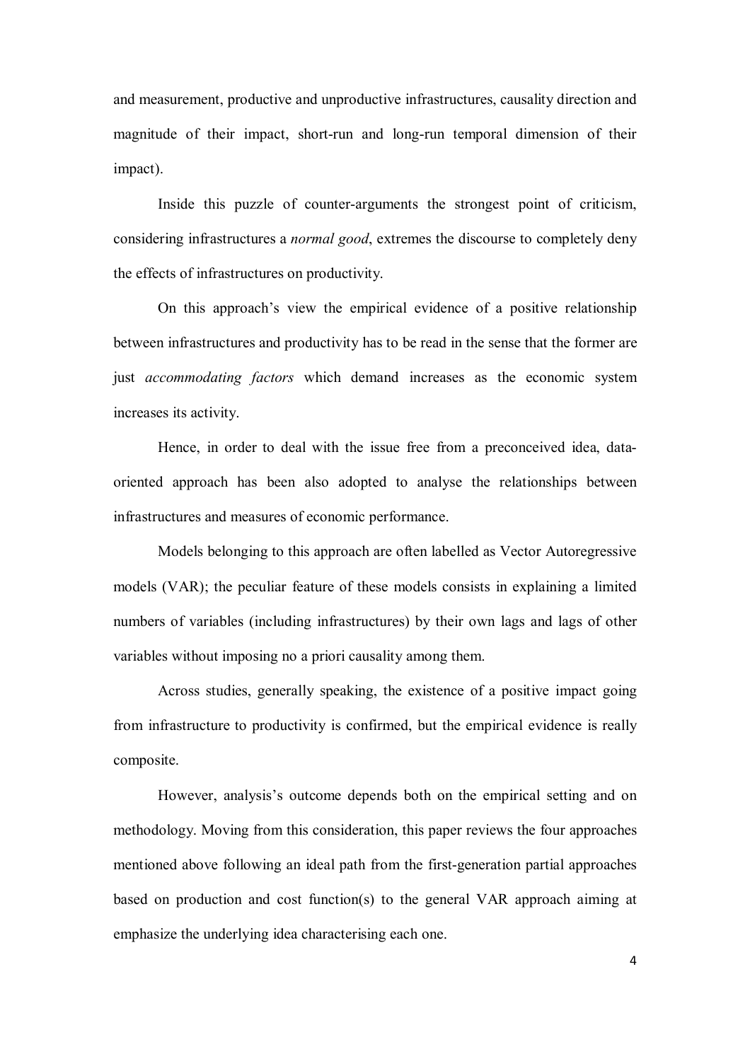and measurement, productive and unproductive infrastructures, causality direction and magnitude of their impact, short-run and long-run temporal dimension of their impact).

Inside this puzzle of counter-arguments the strongest point of criticism, considering infrastructures a *normal good*, extremes the discourse to completely deny the effects of infrastructures on productivity.

On this approach's view the empirical evidence of a positive relationship between infrastructures and productivity has to be read in the sense that the former are just *accommodating factors* which demand increases as the economic system increases its activity.

Hence, in order to deal with the issue free from a preconceived idea, data-oriented approach has been also adopted to analyse the relationships between infrastructures and measures of economic performance.

Models belonging to this approach are often labelled as Vector Autoregressive models (VAR); the peculiar feature of these models consists in explaining a limited numbers of variables (including infrastructures) by their own lags and lags of other variables without imposing no a priori causality among them.

Across studies, generally speaking, the existence of a positive impact going from infrastructure to productivity is confirmed, but the empirical evidence is really composite.

However, analysis's outcome depends both on the empirical setting and on methodology. Moving from this consideration, this paper reviews the four approaches mentioned above following an ideal path from the first-generation partial approaches based on production and cost function(s) to the general VAR approach aiming at emphasize the underlying idea characterising each one.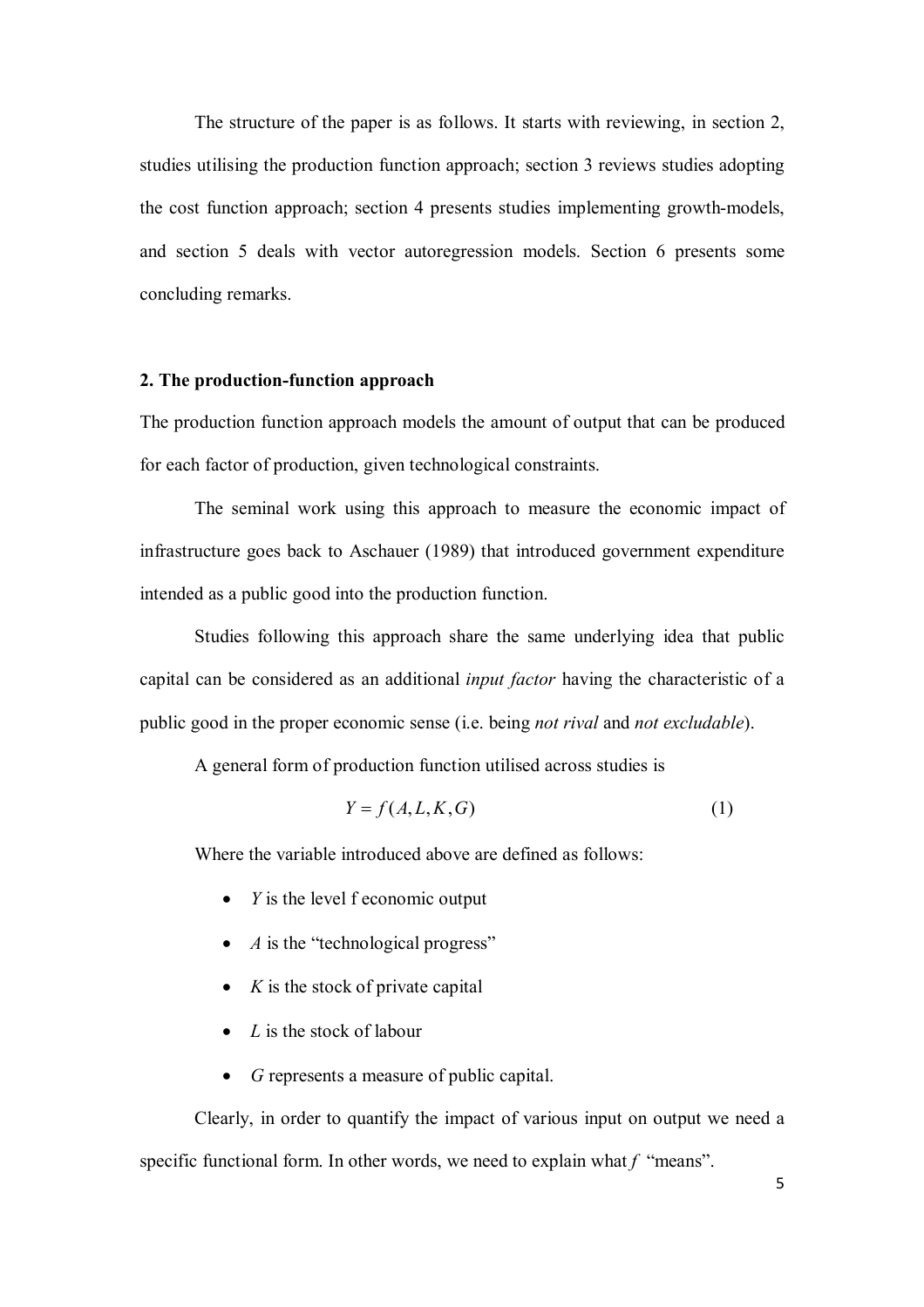The structure of the paper is as follows. It starts with reviewing, in section 2, studies utilising the production function approach; section 3 reviews studies adopting the cost function approach; section 4 presents studies implementing growth-models, and section 5 deals with vector autoregression models. Section 6 presents some concluding remarks.

## 2. The production-function approach

The production function approach models the amount of output that can be produced for each factor of production, given technological constraints.

The seminal work using this approach to measure the economic impact of infrastructure goes back to Aschauer (1989) that introduced government expenditure intended as a public good into the production function.

Studies following this approach share the same underlying idea that public capital can be considered as an additional *input factor* having the characteristic of a public good in the proper economic sense (i.e. being *not rival* and *not excludable*).

A general form of production function utilised across studies is

$$Y = f(A, L, K, G) \tag{1}$$

Where the variable introduced above are defined as follows:

- $Y$ is the level f economic output
- $A$ is the "technological progress"
- $K$ is the stock of private capital
- $L$ is the stock of labour
- $G$ represents a measure of public capital.

Clearly, in order to quantify the impact of various input on output we need a specific functional form. In other words, we need to explain what $f$ "means".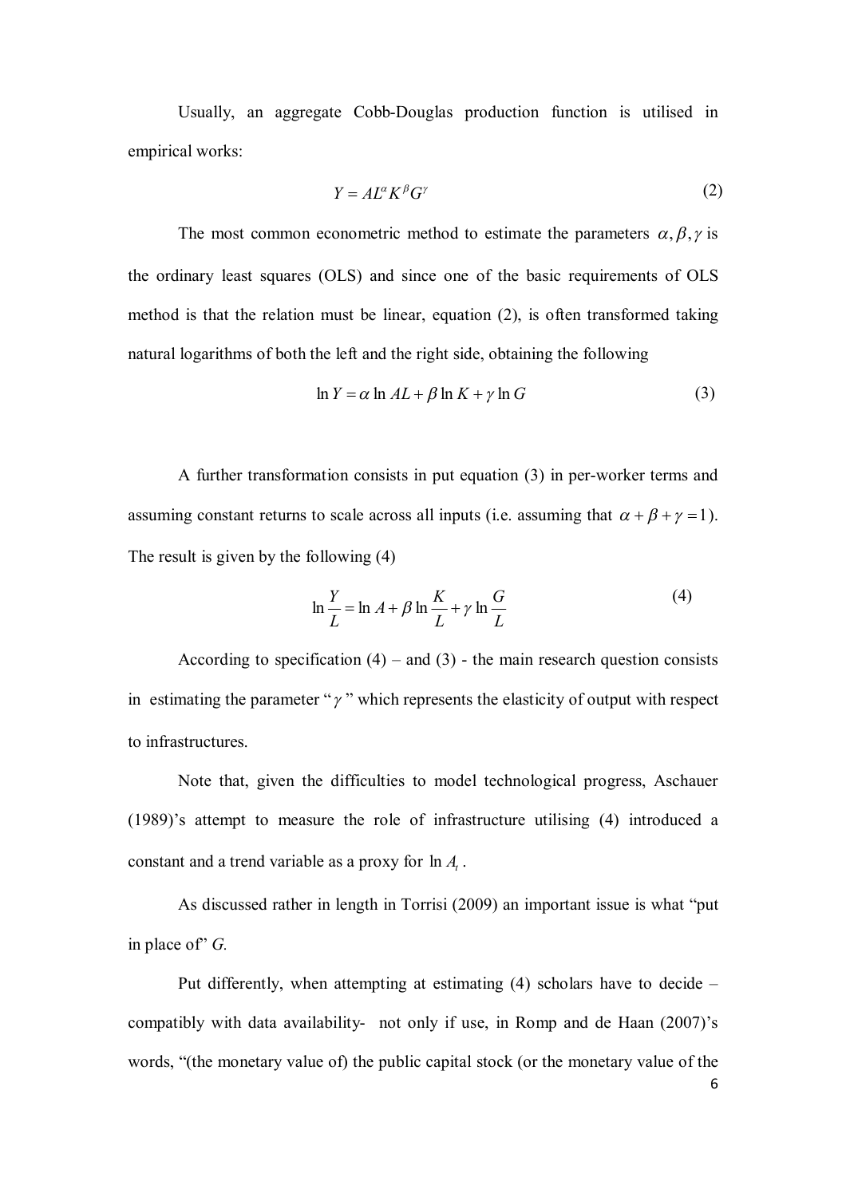Usually, an aggregate Cobb-Douglas production function is utilised in empirical works:

$$Y = AL^{\alpha} K^{\beta} G^{\gamma} \tag{2}$$

The most common econometric method to estimate the parameters $\alpha, \beta, \gamma$ is the ordinary least squares (OLS) and since one of the basic requirements of OLS method is that the relation must be linear, equation (2), is often transformed taking natural logarithms of both the left and the right side, obtaining the following

$$\ln Y = \alpha \ln AL + \beta \ln K + \gamma \ln G \tag{3}$$

A further transformation consists in put equation (3) in per-worker terms and assuming constant returns to scale across all inputs (i.e. assuming that $\alpha + \beta + \gamma = 1$). The result is given by the following (4)

$$\ln \frac{Y}{L} = \ln A + \beta \ln \frac{K}{L} + \gamma \ln \frac{G}{L} \tag{4}$$

According to specification (4) – and (3) - the main research question consists in estimating the parameter "$\gamma$" which represents the elasticity of output with respect to infrastructures.

Note that, given the difficulties to model technological progress, Aschauer (1989)'s attempt to measure the role of infrastructure utilising (4) introduced a constant and a trend variable as a proxy for $\ln A_t$.

As discussed rather in length in Torrisi (2009) an important issue is what "put in place of" *G.*

Put differently, when attempting at estimating (4) scholars have to decide – compatibly with data availability- not only if use, in Romp and de Haan (2007)'s words, "(the monetary value of) the public capital stock (or the monetary value of the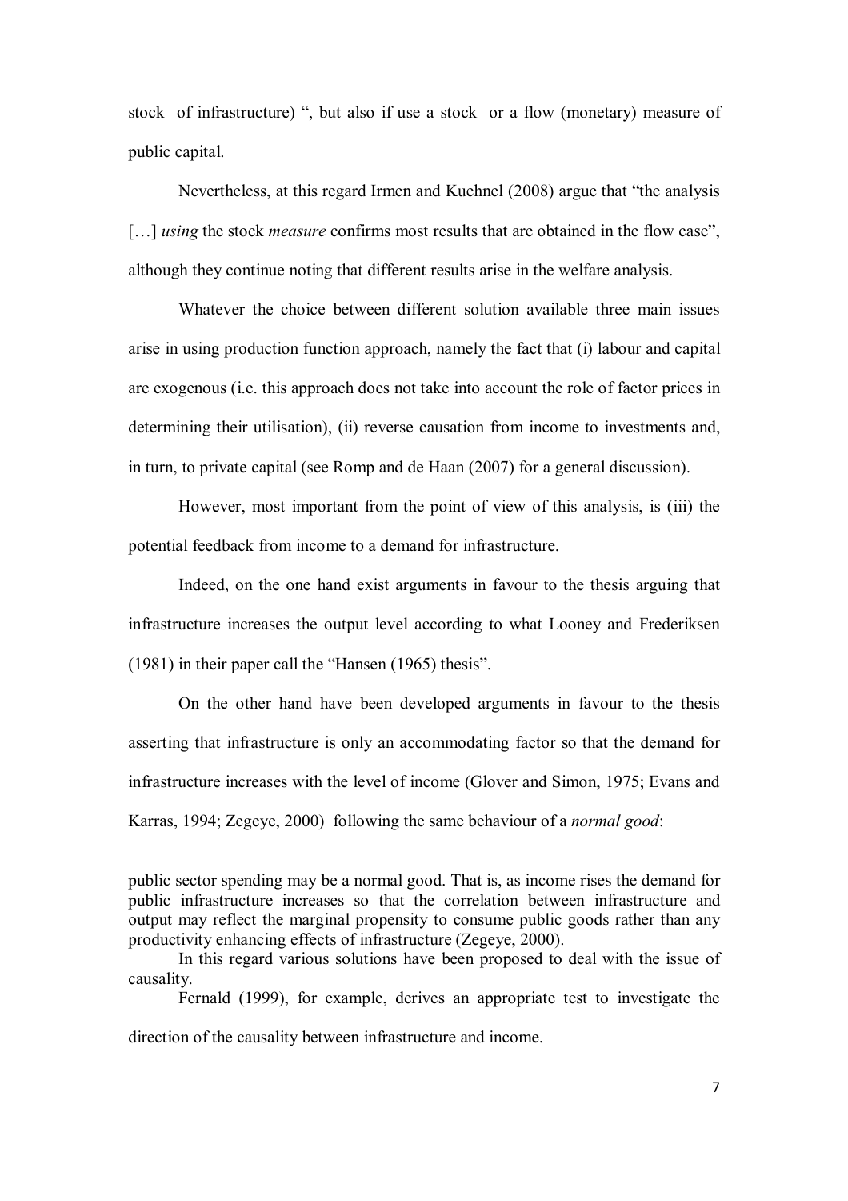stock of infrastructure) ", but also if use a stock or a flow (monetary) measure of public capital.

Nevertheless, at this regard Irmen and Kuehnel (2008) argue that "the analysis [...] *using* the stock *measure* confirms most results that are obtained in the flow case", although they continue noting that different results arise in the welfare analysis.

Whatever the choice between different solution available three main issues arise in using production function approach, namely the fact that (i) labour and capital are exogenous (i.e. this approach does not take into account the role of factor prices in determining their utilisation), (ii) reverse causation from income to investments and, in turn, to private capital (see Romp and de Haan (2007) for a general discussion).

However, most important from the point of view of this analysis, is (iii) the potential feedback from income to a demand for infrastructure.

Indeed, on the one hand exist arguments in favour to the thesis arguing that infrastructure increases the output level according to what Looney and Frederiksen (1981) in their paper call the "Hansen (1965) thesis".

On the other hand have been developed arguments in favour to the thesis asserting that infrastructure is only an accommodating factor so that the demand for infrastructure increases with the level of income (Glover and Simon, 1975; Evans and Karras, 1994; Zegeye, 2000) following the same behaviour of a *normal good*:

> public sector spending may be a normal good. That is, as income rises the demand for public infrastructure increases so that the correlation between infrastructure and output may reflect the marginal propensity to consume public goods rather than any productivity enhancing effects of infrastructure (Zegeye, 2000).

In this regard various solutions have been proposed to deal with the issue of causality.

Fernald (1999), for example, derives an appropriate test to investigate the direction of the causality between infrastructure and income.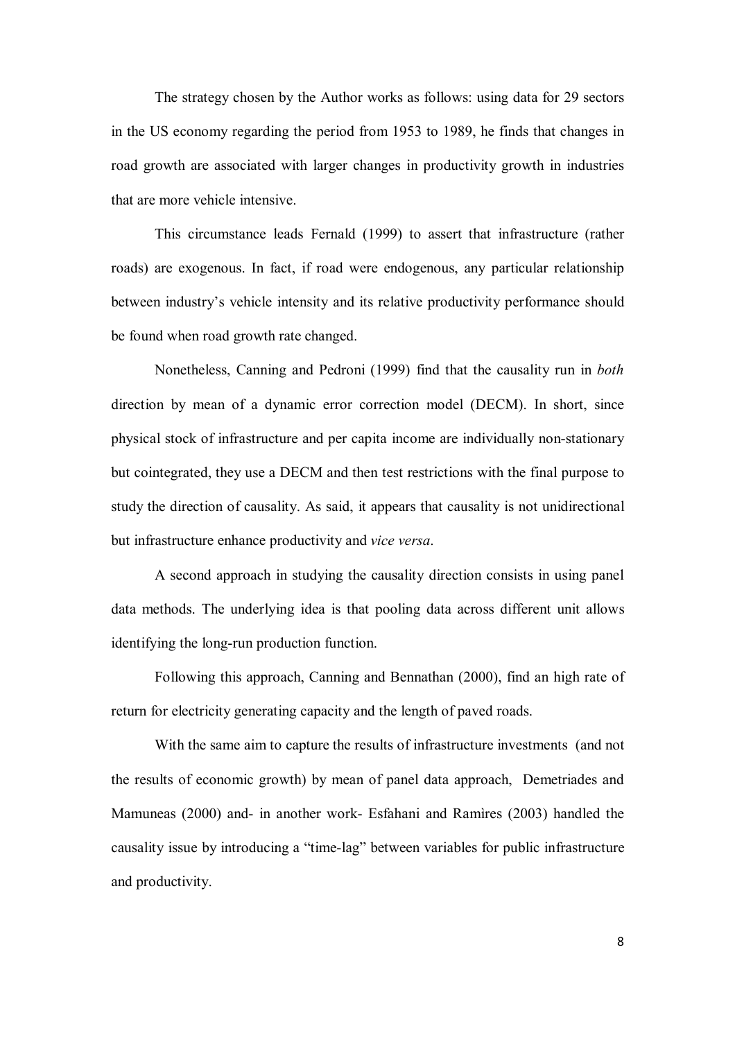The strategy chosen by the Author works as follows: using data for 29 sectors in the US economy regarding the period from 1953 to 1989, he finds that changes in road growth are associated with larger changes in productivity growth in industries that are more vehicle intensive.

This circumstance leads Fernald (1999) to assert that infrastructure (rather roads) are exogenous. In fact, if road were endogenous, any particular relationship between industry's vehicle intensity and its relative productivity performance should be found when road growth rate changed.

Nonetheless, Canning and Pedroni (1999) find that the causality run in *both* direction by mean of a dynamic error correction model (DECM). In short, since physical stock of infrastructure and per capita income are individually non-stationary but cointegrated, they use a DECM and then test restrictions with the final purpose to study the direction of causality. As said, it appears that causality is not unidirectional but infrastructure enhance productivity and *vice versa*.

A second approach in studying the causality direction consists in using panel data methods. The underlying idea is that pooling data across different unit allows identifying the long-run production function.

Following this approach, Canning and Bennathan (2000), find an high rate of return for electricity generating capacity and the length of paved roads.

With the same aim to capture the results of infrastructure investments (and not the results of economic growth) by mean of panel data approach, Demetriades and Mamuneas (2000) and- in another work- Esfahani and Ramìres (2003) handled the causality issue by introducing a "time-lag" between variables for public infrastructure and productivity.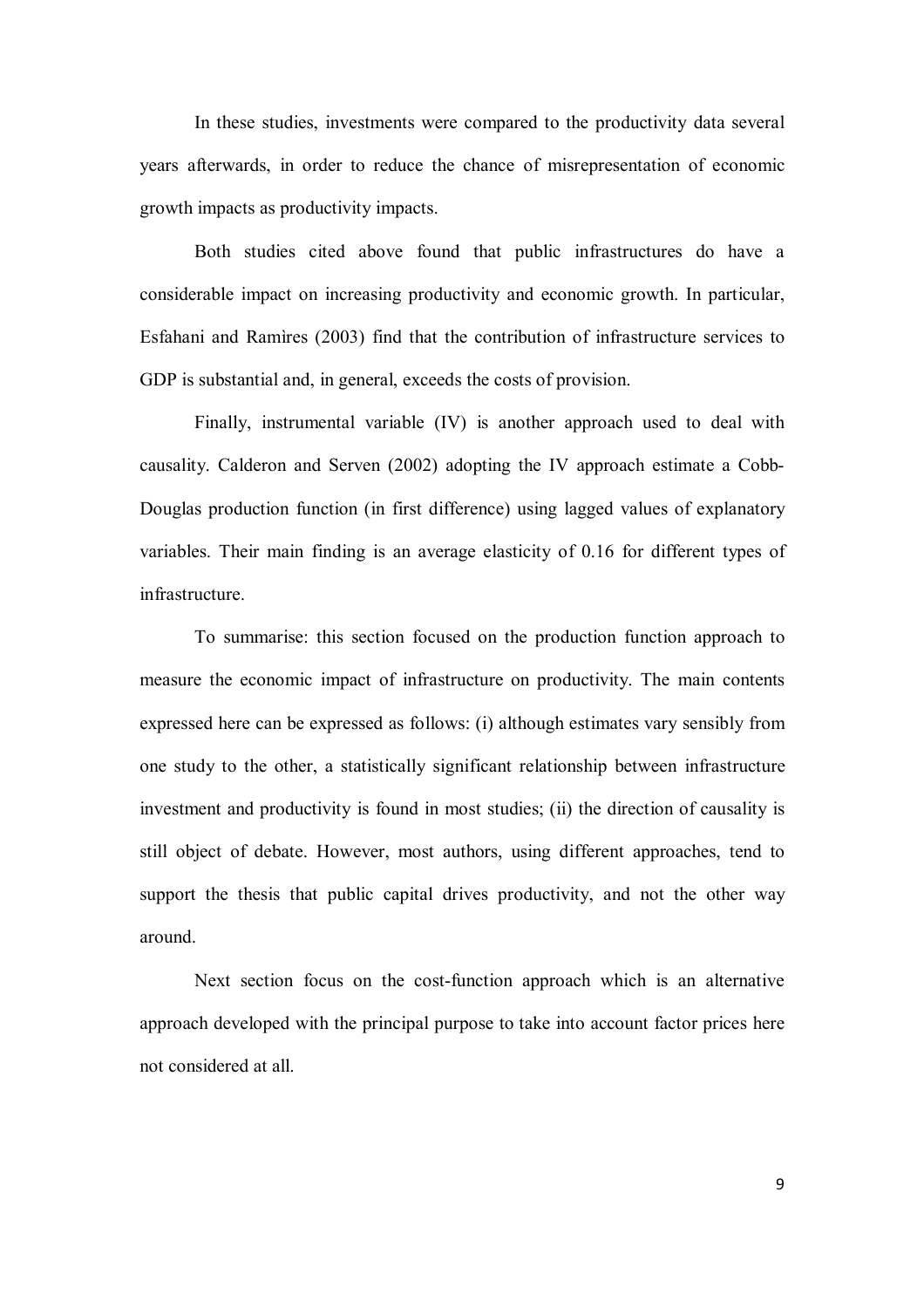In these studies, investments were compared to the productivity data several years afterwards, in order to reduce the chance of misrepresentation of economic growth impacts as productivity impacts.

Both studies cited above found that public infrastructures do have a considerable impact on increasing productivity and economic growth. In particular, Esfahani and Ramìres (2003) find that the contribution of infrastructure services to GDP is substantial and, in general, exceeds the costs of provision.

Finally, instrumental variable (IV) is another approach used to deal with causality. Calderon and Serven (2002) adopting the IV approach estimate a Cobb-Douglas production function (in first difference) using lagged values of explanatory variables. Their main finding is an average elasticity of 0.16 for different types of infrastructure.

To summarise: this section focused on the production function approach to measure the economic impact of infrastructure on productivity. The main contents expressed here can be expressed as follows: (i) although estimates vary sensibly from one study to the other, a statistically significant relationship between infrastructure investment and productivity is found in most studies; (ii) the direction of causality is still object of debate. However, most authors, using different approaches, tend to support the thesis that public capital drives productivity, and not the other way around.

Next section focus on the cost-function approach which is an alternative approach developed with the principal purpose to take into account factor prices here not considered at all.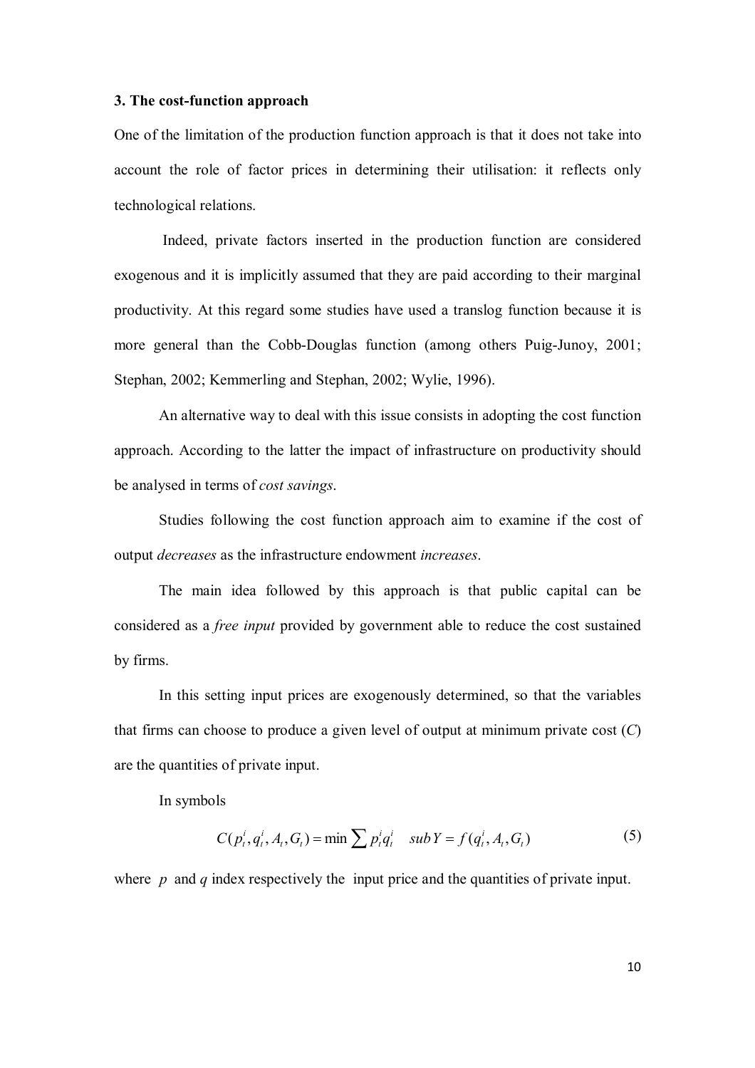### 3. The cost-function approach

One of the limitation of the production function approach is that it does not take into account the role of factor prices in determining their utilisation: it reflects only technological relations.

Indeed, private factors inserted in the production function are considered exogenous and it is implicitly assumed that they are paid according to their marginal productivity. At this regard some studies have used a translog function because it is more general than the Cobb-Douglas function (among others Puig-Junoy, 2001; Stephan, 2002; Kemmerling and Stephan, 2002; Wylie, 1996).

An alternative way to deal with this issue consists in adopting the cost function approach. According to the latter the impact of infrastructure on productivity should be analysed in terms of *cost savings*.

Studies following the cost function approach aim to examine if the cost of output *decreases* as the infrastructure endowment *increases*.

The main idea followed by this approach is that public capital can be considered as a *free input* provided by government able to reduce the cost sustained by firms.

In this setting input prices are exogenously determined, so that the variables that firms can choose to produce a given level of output at minimum private cost ($C$) are the quantities of private input.

In symbols

$$C(p_t^i, q_t^i, A_t, G_t) = \min \sum p_t^i q_t^i \quad sub\, Y = f(q_t^i, A_t, G_t) \tag{5}$$

where $p$ and $q$ index respectively the input price and the quantities of private input.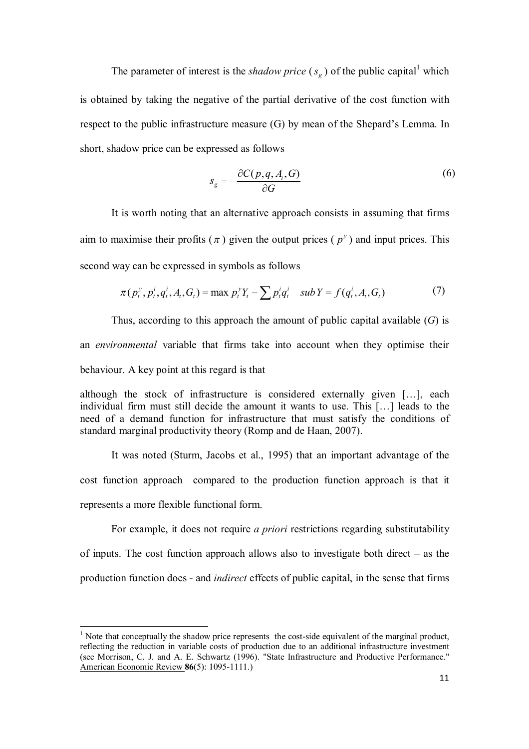The parameter of interest is the *shadow price* ($s_g$) of the public capital[1] which is obtained by taking the negative of the partial derivative of the cost function with respect to the public infrastructure measure (G) by mean of the Shepard's Lemma. In short, shadow price can be expressed as follows

$$s_g = -\frac{\partial C(p, q, A_t, G)}{\partial G} \tag{6}$$

It is worth noting that an alternative approach consists in assuming that firms aim to maximise their profits ($\pi$) given the output prices ($p^y$) and input prices. This second way can be expressed in symbols as follows

$$\pi(p_t^y, p_t^i, q_t^i, A_t, G_t) = \max\ p_t^y Y_t - \sum p_t^i q_t^i \quad sub\, Y = f(q_t^i, A_t, G_t) \tag{7}$$

Thus, according to this approach the amount of public capital available ($G$) is an *environmental* variable that firms take into account when they optimise their behaviour. A key point at this regard is that

> although the stock of infrastructure is considered externally given […], each individual firm must still decide the amount it wants to use. This […] leads to the need of a demand function for infrastructure that must satisfy the conditions of standard marginal productivity theory (Romp and de Haan, 2007).

It was noted (Sturm, Jacobs et al., 1995) that an important advantage of the cost function approach compared to the production function approach is that it represents a more flexible functional form.

For example, it does not require *a priori* restrictions regarding substitutability of inputs. The cost function approach allows also to investigate both direct – as the production function does - and *indirect* effects of public capital, in the sense that firms

[1] Note that conceptually the shadow price represents the cost-side equivalent of the marginal product, reflecting the reduction in variable costs of production due to an additional infrastructure investment (see Morrison, C. J. and A. E. Schwartz (1996). "State Infrastructure and Productive Performance." American Economic Review **86**(5): 1095-1111.)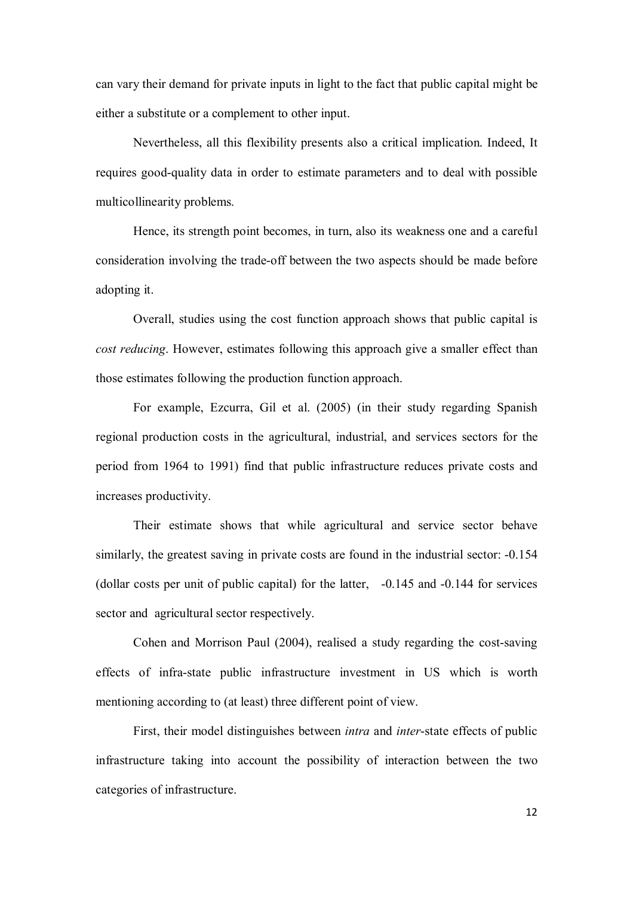can vary their demand for private inputs in light to the fact that public capital might be either a substitute or a complement to other input.

Nevertheless, all this flexibility presents also a critical implication. Indeed, It requires good-quality data in order to estimate parameters and to deal with possible multicollinearity problems.

Hence, its strength point becomes, in turn, also its weakness one and a careful consideration involving the trade-off between the two aspects should be made before adopting it.

Overall, studies using the cost function approach shows that public capital is *cost reducing*. However, estimates following this approach give a smaller effect than those estimates following the production function approach.

For example, Ezcurra, Gil et al. (2005) (in their study regarding Spanish regional production costs in the agricultural, industrial, and services sectors for the period from 1964 to 1991) find that public infrastructure reduces private costs and increases productivity.

Their estimate shows that while agricultural and service sector behave similarly, the greatest saving in private costs are found in the industrial sector: -0.154 (dollar costs per unit of public capital) for the latter, -0.145 and -0.144 for services sector and agricultural sector respectively.

Cohen and Morrison Paul (2004), realised a study regarding the cost-saving effects of infra-state public infrastructure investment in US which is worth mentioning according to (at least) three different point of view.

First, their model distinguishes between *intra* and *inter*-state effects of public infrastructure taking into account the possibility of interaction between the two categories of infrastructure.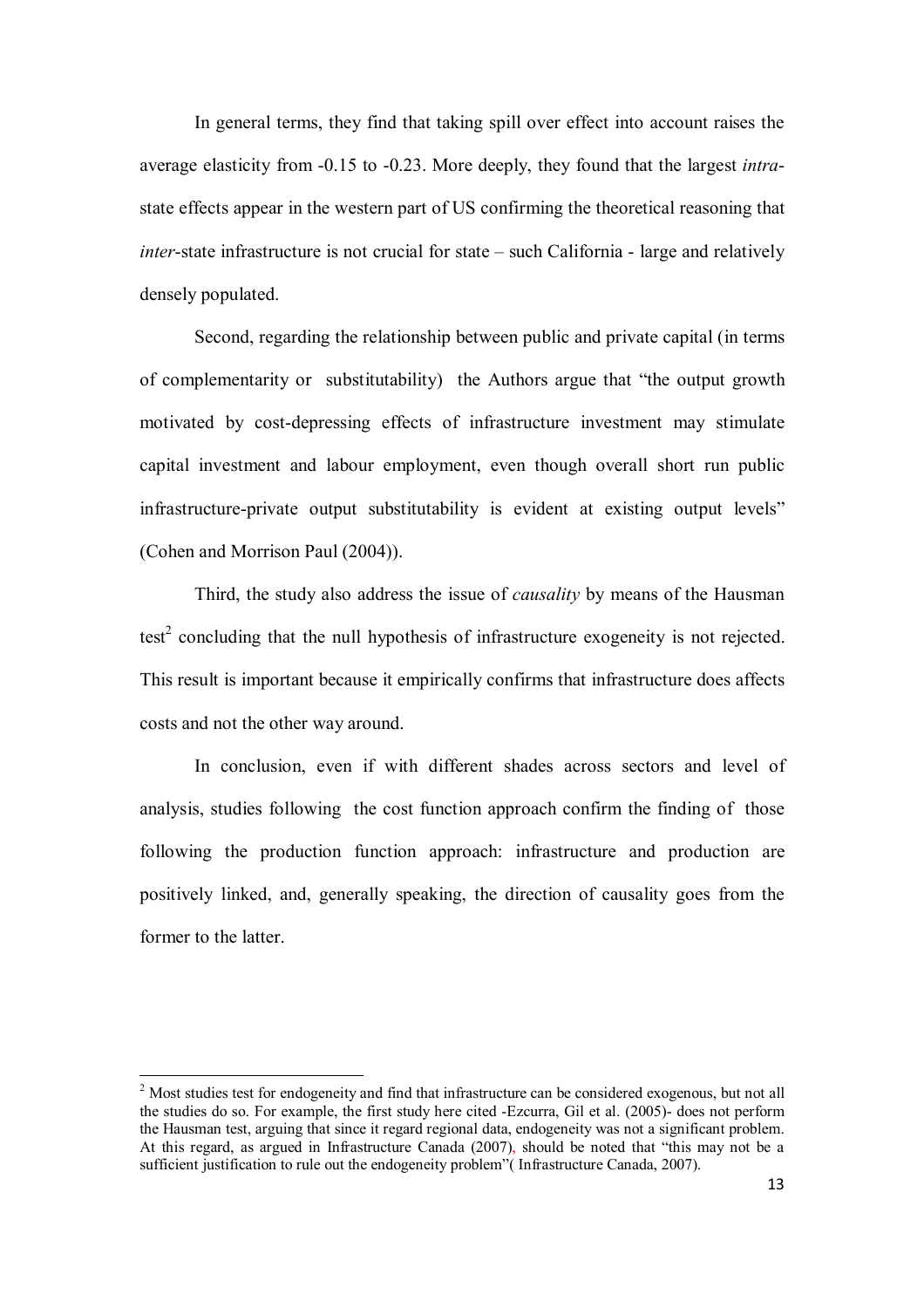In general terms, they find that taking spill over effect into account raises the average elasticity from -0.15 to -0.23. More deeply, they found that the largest *intra*-state effects appear in the western part of US confirming the theoretical reasoning that *inter*-state infrastructure is not crucial for state – such California - large and relatively densely populated.

Second, regarding the relationship between public and private capital (in terms of complementarity or substitutability) the Authors argue that "the output growth motivated by cost-depressing effects of infrastructure investment may stimulate capital investment and labour employment, even though overall short run public infrastructure-private output substitutability is evident at existing output levels" (Cohen and Morrison Paul (2004)).

Third, the study also address the issue of *causality* by means of the Hausman test[2] concluding that the null hypothesis of infrastructure exogeneity is not rejected. This result is important because it empirically confirms that infrastructure does affects costs and not the other way around.

In conclusion, even if with different shades across sectors and level of analysis, studies following the cost function approach confirm the finding of those following the production function approach: infrastructure and production are positively linked, and, generally speaking, the direction of causality goes from the former to the latter.

---

[2] Most studies test for endogeneity and find that infrastructure can be considered exogenous, but not all the studies do so. For example, the first study here cited -Ezcurra, Gil et al. (2005)- does not perform the Hausman test, arguing that since it regard regional data, endogeneity was not a significant problem. At this regard, as argued in Infrastructure Canada (2007), should be noted that "this may not be a sufficient justification to rule out the endogeneity problem"( Infrastructure Canada, 2007).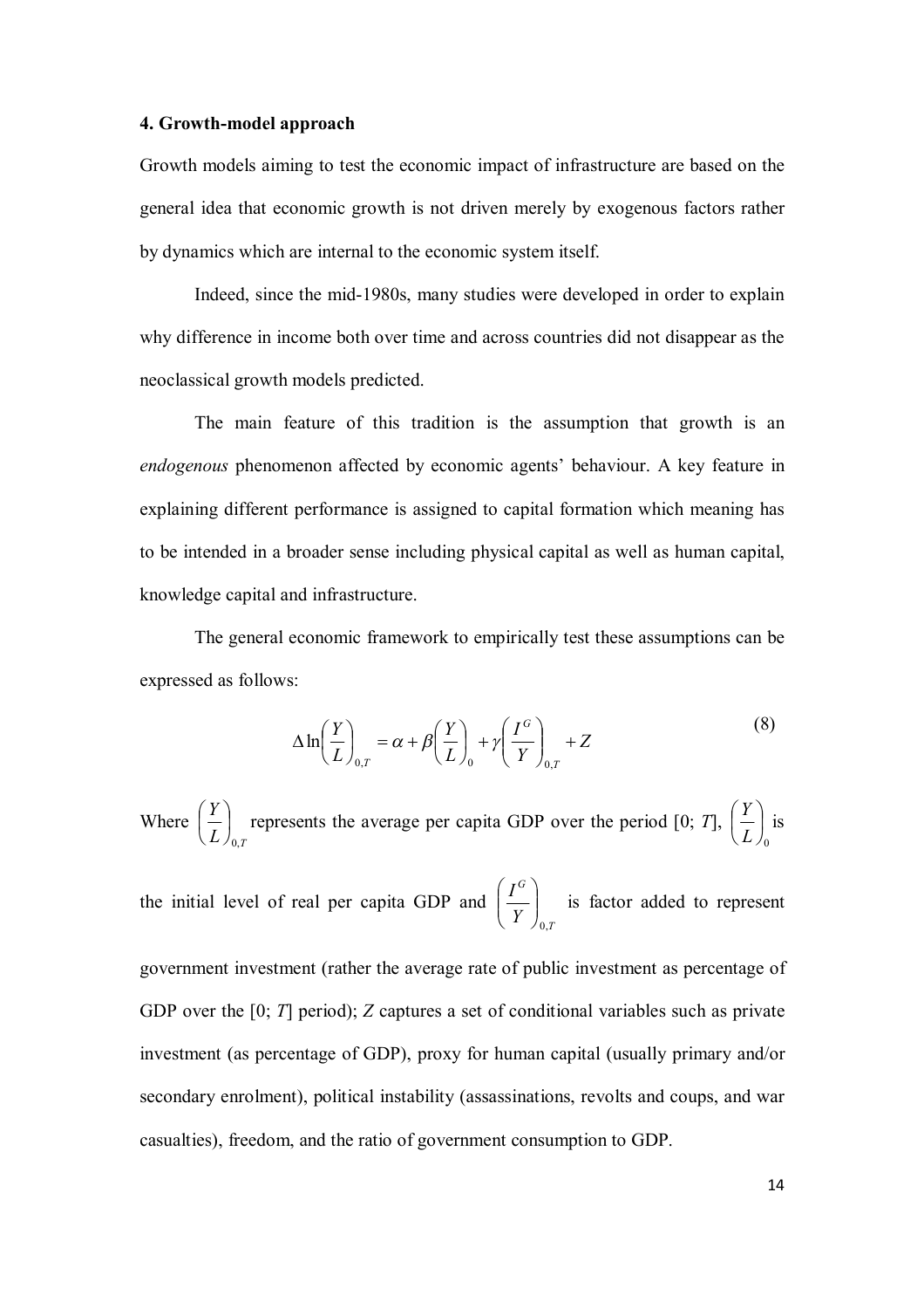### 4. Growth-model approach

Growth models aiming to test the economic impact of infrastructure are based on the general idea that economic growth is not driven merely by exogenous factors rather by dynamics which are internal to the economic system itself.

Indeed, since the mid-1980s, many studies were developed in order to explain why difference in income both over time and across countries did not disappear as the neoclassical growth models predicted.

The main feature of this tradition is the assumption that growth is an *endogenous* phenomenon affected by economic agents' behaviour. A key feature in explaining different performance is assigned to capital formation which meaning has to be intended in a broader sense including physical capital as well as human capital, knowledge capital and infrastructure.

The general economic framework to empirically test these assumptions can be expressed as follows:

$$\Delta \ln\left(\frac{Y}{L}\right)_{0,T} = \alpha + \beta\left(\frac{Y}{L}\right)_{0} + \gamma\left(\frac{I^{G}}{Y}\right)_{0,T} + Z \tag{8}$$

Where $\left(\frac{Y}{L}\right)_{0,T}$ represents the average per capita GDP over the period [0; *T*], $\left(\frac{Y}{L}\right)_{0}$ is the initial level of real per capita GDP and $\left(\frac{I^{G}}{Y}\right)_{0,T}$ is factor added to represent government investment (rather the average rate of public investment as percentage of GDP over the [0; *T*] period); *Z* captures a set of conditional variables such as private investment (as percentage of GDP), proxy for human capital (usually primary and/or secondary enrolment), political instability (assassinations, revolts and coups, and war casualties), freedom, and the ratio of government consumption to GDP.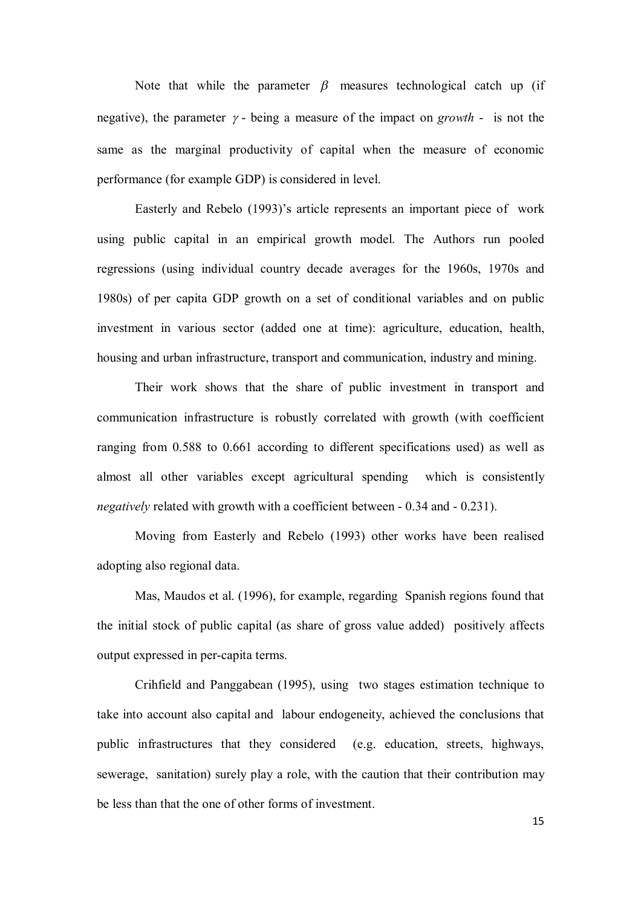Note that while the parameter $\beta$ measures technological catch up (if negative), the parameter $\gamma$ - being a measure of the impact on *growth* - is not the same as the marginal productivity of capital when the measure of economic performance (for example GDP) is considered in level.

Easterly and Rebelo (1993)'s article represents an important piece of work using public capital in an empirical growth model. The Authors run pooled regressions (using individual country decade averages for the 1960s, 1970s and 1980s) of per capita GDP growth on a set of conditional variables and on public investment in various sector (added one at time): agriculture, education, health, housing and urban infrastructure, transport and communication, industry and mining.

Their work shows that the share of public investment in transport and communication infrastructure is robustly correlated with growth (with coefficient ranging from 0.588 to 0.661 according to different specifications used) as well as almost all other variables except agricultural spending which is consistently *negatively* related with growth with a coefficient between - 0.34 and - 0.231).

Moving from Easterly and Rebelo (1993) other works have been realised adopting also regional data.

Mas, Maudos et al. (1996), for example, regarding Spanish regions found that the initial stock of public capital (as share of gross value added) positively affects output expressed in per-capita terms.

Crihfield and Panggabean (1995), using two stages estimation technique to take into account also capital and labour endogeneity, achieved the conclusions that public infrastructures that they considered (e.g. education, streets, highways, sewerage, sanitation) surely play a role, with the caution that their contribution may be less than that the one of other forms of investment.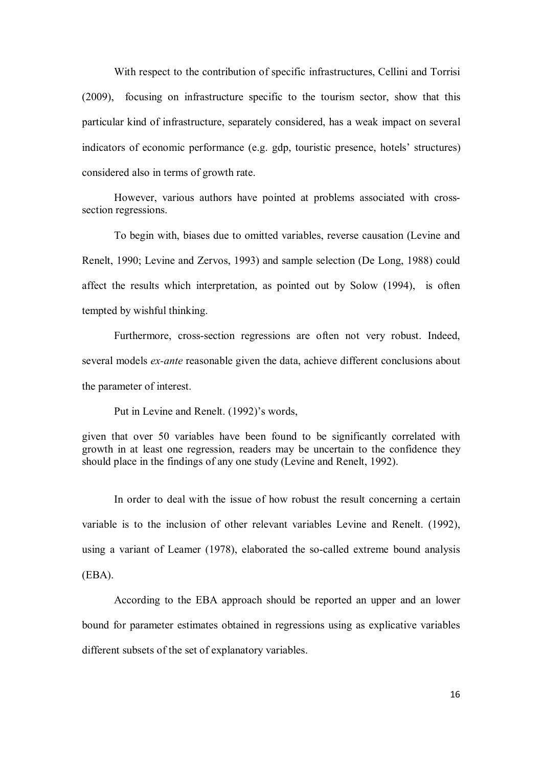With respect to the contribution of specific infrastructures, Cellini and Torrisi (2009), focusing on infrastructure specific to the tourism sector, show that this particular kind of infrastructure, separately considered, has a weak impact on several indicators of economic performance (e.g. gdp, touristic presence, hotels' structures) considered also in terms of growth rate.

However, various authors have pointed at problems associated with cross-section regressions.

To begin with, biases due to omitted variables, reverse causation (Levine and Renelt, 1990; Levine and Zervos, 1993) and sample selection (De Long, 1988) could affect the results which interpretation, as pointed out by Solow (1994), is often tempted by wishful thinking.

Furthermore, cross-section regressions are often not very robust. Indeed, several models *ex-ante* reasonable given the data, achieve different conclusions about the parameter of interest.

Put in Levine and Renelt. (1992)'s words,

> given that over 50 variables have been found to be significantly correlated with growth in at least one regression, readers may be uncertain to the confidence they should place in the findings of any one study (Levine and Renelt, 1992).

In order to deal with the issue of how robust the result concerning a certain variable is to the inclusion of other relevant variables Levine and Renelt. (1992), using a variant of Leamer (1978), elaborated the so-called extreme bound analysis (EBA).

According to the EBA approach should be reported an upper and an lower bound for parameter estimates obtained in regressions using as explicative variables different subsets of the set of explanatory variables.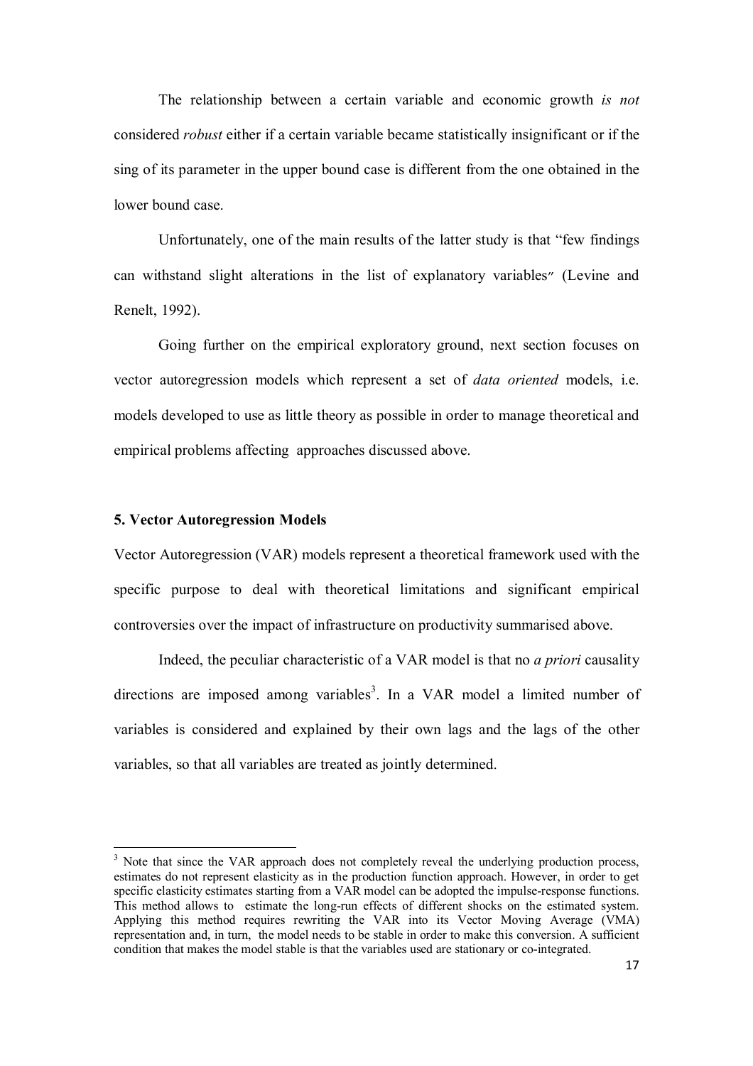The relationship between a certain variable and economic growth *is not* considered *robust* either if a certain variable became statistically insignificant or if the sing of its parameter in the upper bound case is different from the one obtained in the lower bound case.

Unfortunately, one of the main results of the latter study is that "few findings can withstand slight alterations in the list of explanatory variables" (Levine and Renelt, 1992).

Going further on the empirical exploratory ground, next section focuses on vector autoregression models which represent a set of *data oriented* models, i.e. models developed to use as little theory as possible in order to manage theoretical and empirical problems affecting approaches discussed above.

### 5. Vector Autoregression Models

Vector Autoregression (VAR) models represent a theoretical framework used with the specific purpose to deal with theoretical limitations and significant empirical controversies over the impact of infrastructure on productivity summarised above.

Indeed, the peculiar characteristic of a VAR model is that no *a priori* causality directions are imposed among variables[3]. In a VAR model a limited number of variables is considered and explained by their own lags and the lags of the other variables, so that all variables are treated as jointly determined.

[3] Note that since the VAR approach does not completely reveal the underlying production process, estimates do not represent elasticity as in the production function approach. However, in order to get specific elasticity estimates starting from a VAR model can be adopted the impulse-response functions. This method allows to estimate the long-run effects of different shocks on the estimated system. Applying this method requires rewriting the VAR into its Vector Moving Average (VMA) representation and, in turn, the model needs to be stable in order to make this conversion. A sufficient condition that makes the model stable is that the variables used are stationary or co-integrated.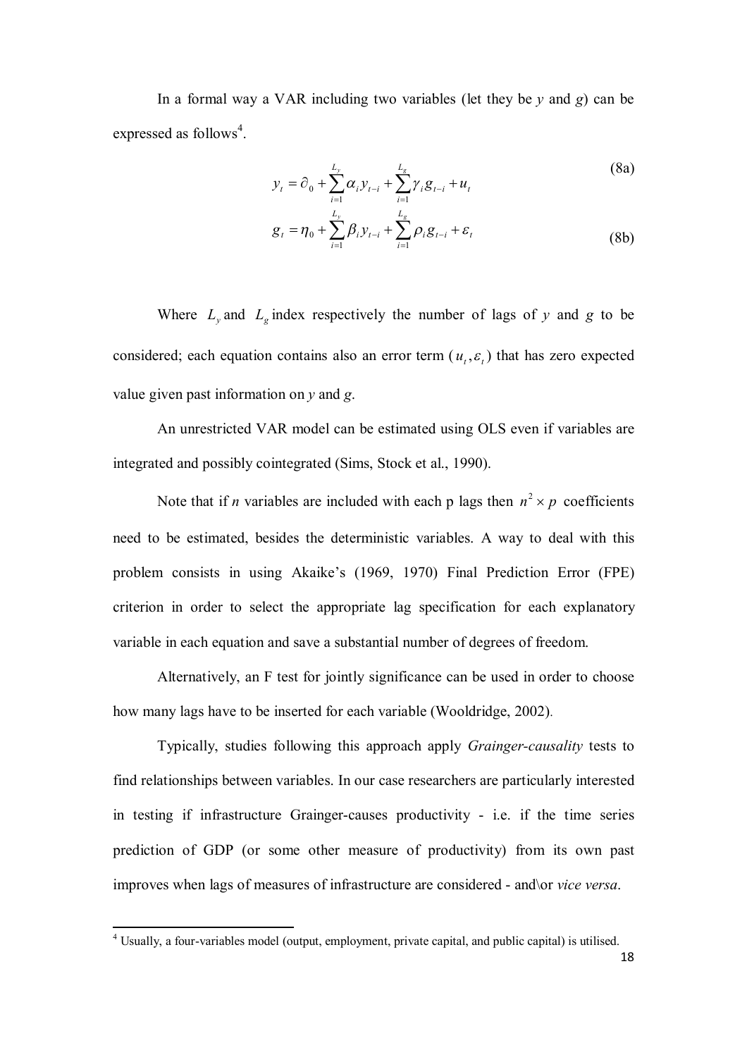In a formal way a VAR including two variables (let they be *y* and *g*) can be expressed as follows[4].

$$y_t = \partial_0 + \sum_{i=1}^{L_y} \alpha_i y_{t-i} + \sum_{i=1}^{L_g} \gamma_i g_{t-i} + u_t \tag{8a}$$

$$g_t = \eta_0 + \sum_{i=1}^{L_y} \beta_i y_{t-i} + \sum_{i=1}^{L_g} \rho_i g_{t-i} + \varepsilon_t \tag{8b}$$

Where $L_y$ and $L_g$ index respectively the number of lags of *y* and *g* to be considered; each equation contains also an error term $(u_t, \varepsilon_t)$ that has zero expected value given past information on *y* and *g*.

An unrestricted VAR model can be estimated using OLS even if variables are integrated and possibly cointegrated (Sims, Stock et al., 1990).

Note that if *n* variables are included with each p lags then $n^2 \times p$ coefficients need to be estimated, besides the deterministic variables. A way to deal with this problem consists in using Akaike's (1969, 1970) Final Prediction Error (FPE) criterion in order to select the appropriate lag specification for each explanatory variable in each equation and save a substantial number of degrees of freedom.

Alternatively, an F test for jointly significance can be used in order to choose how many lags have to be inserted for each variable (Wooldridge, 2002).

Typically, studies following this approach apply *Grainger-causality* tests to find relationships between variables. In our case researchers are particularly interested in testing if infrastructure Grainger-causes productivity - i.e. if the time series prediction of GDP (or some other measure of productivity) from its own past improves when lags of measures of infrastructure are considered - and\or *vice versa*.

[4] Usually, a four-variables model (output, employment, private capital, and public capital) is utilised.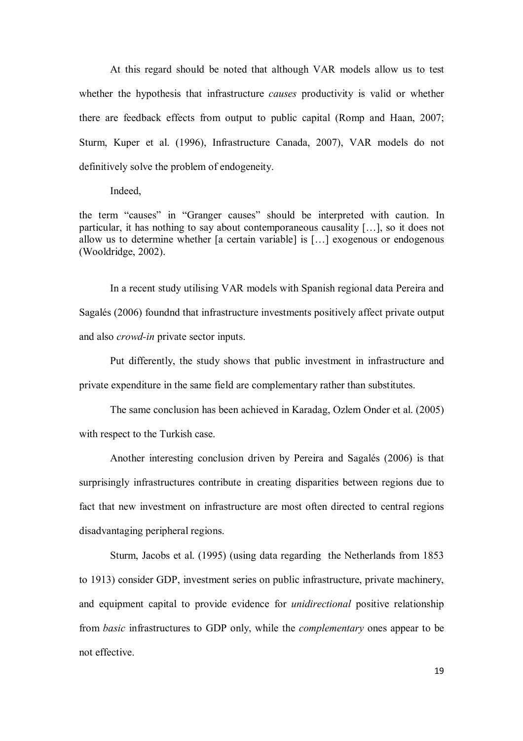At this regard should be noted that although VAR models allow us to test whether the hypothesis that infrastructure *causes* productivity is valid or whether there are feedback effects from output to public capital (Romp and Haan, 2007; Sturm, Kuper et al. (1996), Infrastructure Canada, 2007), VAR models do not definitively solve the problem of endogeneity.

Indeed,

> the term "causes" in "Granger causes" should be interpreted with caution. In particular, it has nothing to say about contemporaneous causality […], so it does not allow us to determine whether [a certain variable] is […] exogenous or endogenous (Wooldridge, 2002).

In a recent study utilising VAR models with Spanish regional data Pereira and Sagalés (2006) foundnd that infrastructure investments positively affect private output and also *crowd-in* private sector inputs.

Put differently, the study shows that public investment in infrastructure and private expenditure in the same field are complementary rather than substitutes.

The same conclusion has been achieved in Karadag, Ozlem Onder et al. (2005) with respect to the Turkish case.

Another interesting conclusion driven by Pereira and Sagalés (2006) is that surprisingly infrastructures contribute in creating disparities between regions due to fact that new investment on infrastructure are most often directed to central regions disadvantaging peripheral regions.

Sturm, Jacobs et al. (1995) (using data regarding the Netherlands from 1853 to 1913) consider GDP, investment series on public infrastructure, private machinery, and equipment capital to provide evidence for *unidirectional* positive relationship from *basic* infrastructures to GDP only, while the *complementary* ones appear to be not effective.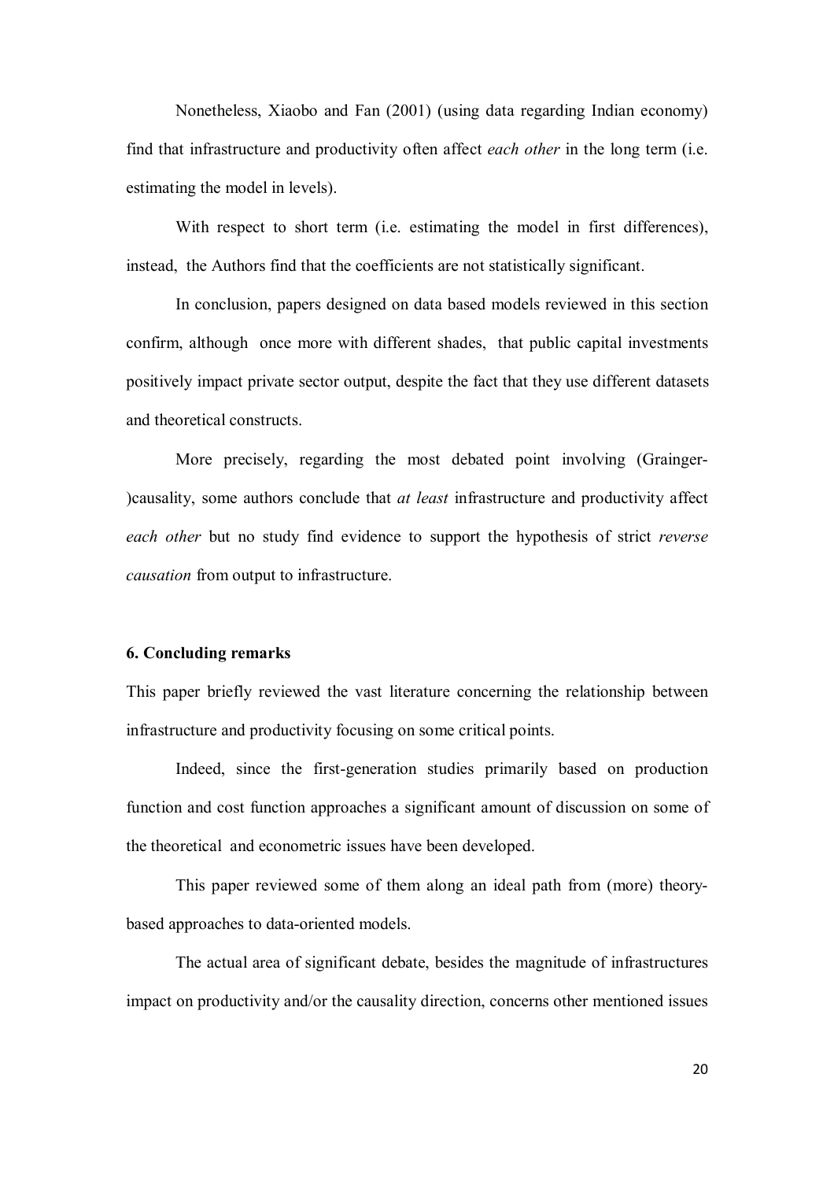Nonetheless, Xiaobo and Fan (2001) (using data regarding Indian economy) find that infrastructure and productivity often affect *each other* in the long term (i.e. estimating the model in levels).

With respect to short term (i.e. estimating the model in first differences), instead, the Authors find that the coefficients are not statistically significant.

In conclusion, papers designed on data based models reviewed in this section confirm, although once more with different shades, that public capital investments positively impact private sector output, despite the fact that they use different datasets and theoretical constructs.

More precisely, regarding the most debated point involving (Grainger-)causality, some authors conclude that *at least* infrastructure and productivity affect *each other* but no study find evidence to support the hypothesis of strict *reverse causation* from output to infrastructure.

## 6. Concluding remarks

This paper briefly reviewed the vast literature concerning the relationship between infrastructure and productivity focusing on some critical points.

Indeed, since the first-generation studies primarily based on production function and cost function approaches a significant amount of discussion on some of the theoretical and econometric issues have been developed.

This paper reviewed some of them along an ideal path from (more) theory-based approaches to data-oriented models.

The actual area of significant debate, besides the magnitude of infrastructures impact on productivity and/or the causality direction, concerns other mentioned issues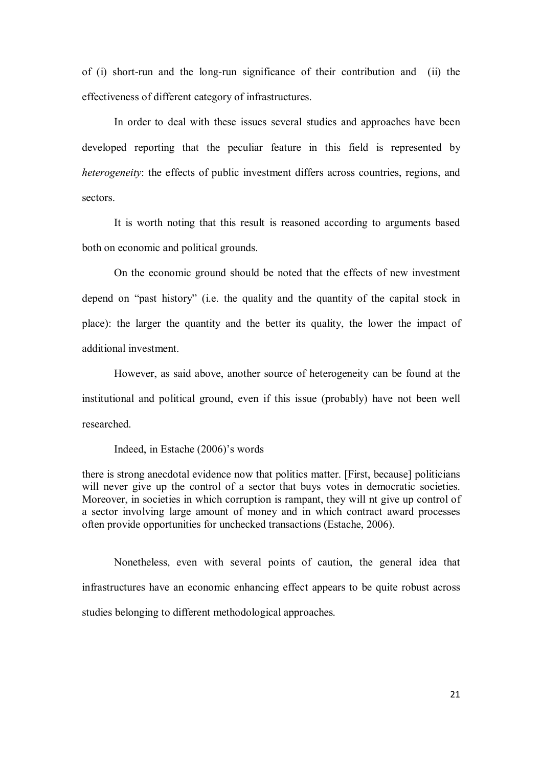of (i) short-run and the long-run significance of their contribution and (ii) the effectiveness of different category of infrastructures.

In order to deal with these issues several studies and approaches have been developed reporting that the peculiar feature in this field is represented by *heterogeneity*: the effects of public investment differs across countries, regions, and sectors.

It is worth noting that this result is reasoned according to arguments based both on economic and political grounds.

On the economic ground should be noted that the effects of new investment depend on "past history" (i.e. the quality and the quantity of the capital stock in place): the larger the quantity and the better its quality, the lower the impact of additional investment.

However, as said above, another source of heterogeneity can be found at the institutional and political ground, even if this issue (probably) have not been well researched.

Indeed, in Estache (2006)'s words

> there is strong anecdotal evidence now that politics matter. [First, because] politicians will never give up the control of a sector that buys votes in democratic societies. Moreover, in societies in which corruption is rampant, they will nt give up control of a sector involving large amount of money and in which contract award processes often provide opportunities for unchecked transactions (Estache, 2006).

Nonetheless, even with several points of caution, the general idea that infrastructures have an economic enhancing effect appears to be quite robust across studies belonging to different methodological approaches.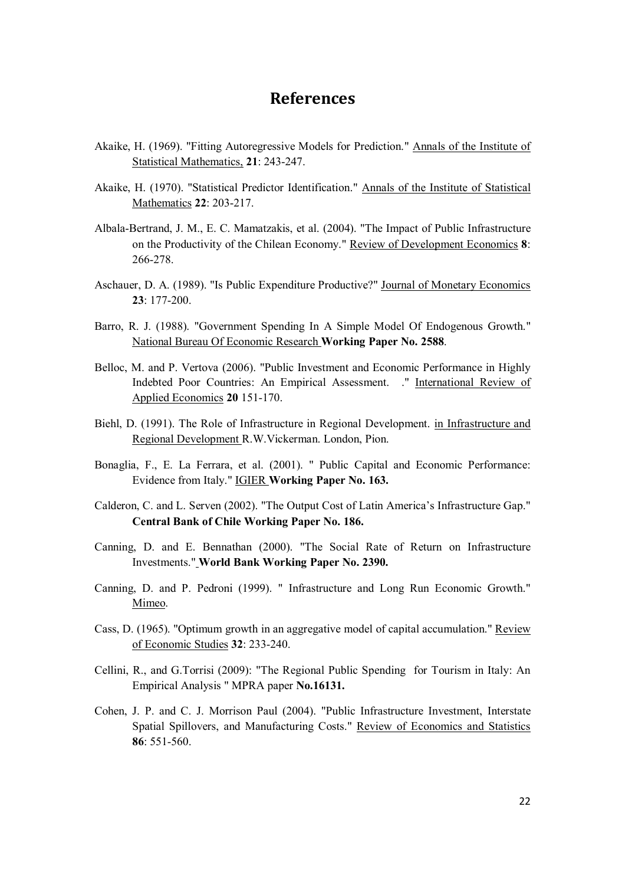# References

Akaike, H. (1969). "Fitting Autoregressive Models for Prediction." Annals of the Institute of Statistical Mathematics, **21**: 243-247.

Akaike, H. (1970). "Statistical Predictor Identification." Annals of the Institute of Statistical Mathematics **22**: 203-217.

Albala-Bertrand, J. M., E. C. Mamatzakis, et al. (2004). "The Impact of Public Infrastructure on the Productivity of the Chilean Economy." Review of Development Economics **8**: 266-278.

Aschauer, D. A. (1989). "Is Public Expenditure Productive?" Journal of Monetary Economics **23**: 177-200.

Barro, R. J. (1988). "Government Spending In A Simple Model Of Endogenous Growth." National Bureau Of Economic Research **Working Paper No. 2588**.

Belloc, M. and P. Vertova (2006). "Public Investment and Economic Performance in Highly Indebted Poor Countries: An Empirical Assessment. ." International Review of Applied Economics **20** 151-170.

Biehl, D. (1991). The Role of Infrastructure in Regional Development. in Infrastructure and Regional Development R.W.Vickerman. London, Pion.

Bonaglia, F., E. La Ferrara, et al. (2001). " Public Capital and Economic Performance: Evidence from Italy." IGIER **Working Paper No. 163.**

Calderon, C. and L. Serven (2002). "The Output Cost of Latin America's Infrastructure Gap." **Central Bank of Chile Working Paper No. 186.**

Canning, D. and E. Bennathan (2000). "The Social Rate of Return on Infrastructure Investments." **World Bank Working Paper No. 2390.**

Canning, D. and P. Pedroni (1999). " Infrastructure and Long Run Economic Growth." Mimeo.

Cass, D. (1965). "Optimum growth in an aggregative model of capital accumulation." Review of Economic Studies **32**: 233-240.

Cellini, R., and G.Torrisi (2009): "The Regional Public Spending for Tourism in Italy: An Empirical Analysis " MPRA paper **No.16131.**

Cohen, J. P. and C. J. Morrison Paul (2004). "Public Infrastructure Investment, Interstate Spatial Spillovers, and Manufacturing Costs." Review of Economics and Statistics **86**: 551-560.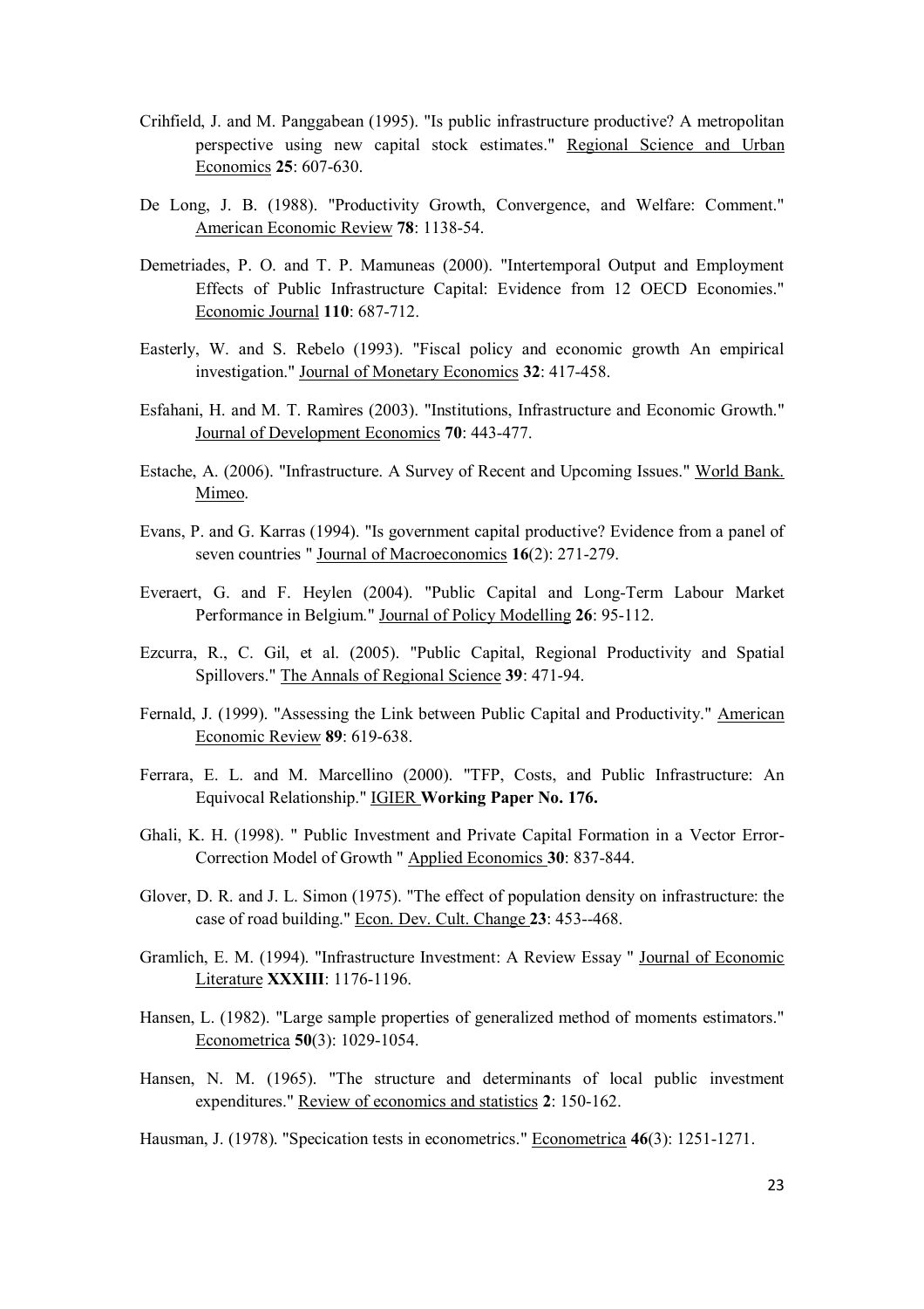Crihfield, J. and M. Panggabean (1995). "Is public infrastructure productive? A metropolitan perspective using new capital stock estimates." Regional Science and Urban Economics **25**: 607-630.

De Long, J. B. (1988). "Productivity Growth, Convergence, and Welfare: Comment." American Economic Review **78**: 1138-54.

Demetriades, P. O. and T. P. Mamuneas (2000). "Intertemporal Output and Employment Effects of Public Infrastructure Capital: Evidence from 12 OECD Economies." Economic Journal **110**: 687-712.

Easterly, W. and S. Rebelo (1993). "Fiscal policy and economic growth An empirical investigation." Journal of Monetary Economics **32**: 417-458.

Esfahani, H. and M. T. Ramìres (2003). "Institutions, Infrastructure and Economic Growth." Journal of Development Economics **70**: 443-477.

Estache, A. (2006). "Infrastructure. A Survey of Recent and Upcoming Issues." World Bank. Mimeo.

Evans, P. and G. Karras (1994). "Is government capital productive? Evidence from a panel of seven countries " Journal of Macroeconomics **16**(2): 271-279.

Everaert, G. and F. Heylen (2004). "Public Capital and Long-Term Labour Market Performance in Belgium." Journal of Policy Modelling **26**: 95-112.

Ezcurra, R., C. Gil, et al. (2005). "Public Capital, Regional Productivity and Spatial Spillovers." The Annals of Regional Science **39**: 471-94.

Fernald, J. (1999). "Assessing the Link between Public Capital and Productivity." American Economic Review **89**: 619-638.

Ferrara, E. L. and M. Marcellino (2000). "TFP, Costs, and Public Infrastructure: An Equivocal Relationship." IGIER **Working Paper No. 176.**

Ghali, K. H. (1998). " Public Investment and Private Capital Formation in a Vector Error-Correction Model of Growth " Applied Economics **30**: 837-844.

Glover, D. R. and J. L. Simon (1975). "The effect of population density on infrastructure: the case of road building." Econ. Dev. Cult. Change **23**: 453--468.

Gramlich, E. M. (1994). "Infrastructure Investment: A Review Essay " Journal of Economic Literature **XXXIII**: 1176-1196.

Hansen, L. (1982). "Large sample properties of generalized method of moments estimators." Econometrica **50**(3): 1029-1054.

Hansen, N. M. (1965). "The structure and determinants of local public investment expenditures." Review of economics and statistics **2**: 150-162.

Hausman, J. (1978). "Specication tests in econometrics." Econometrica **46**(3): 1251-1271.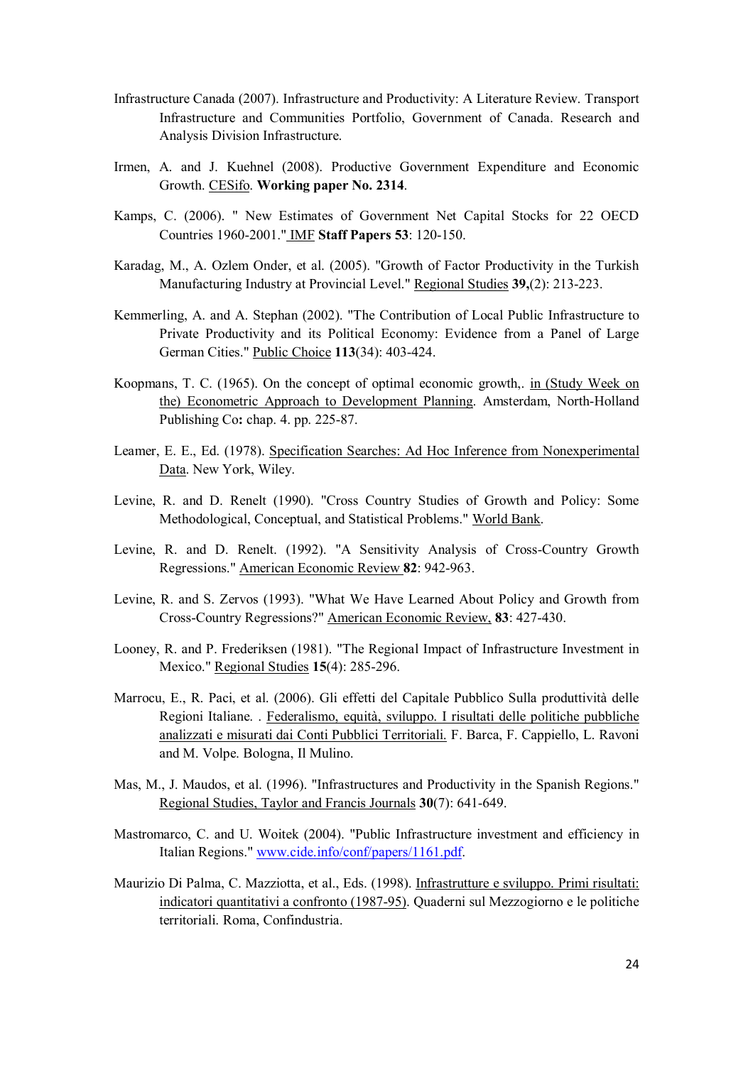Infrastructure Canada (2007). Infrastructure and Productivity: A Literature Review. Transport Infrastructure and Communities Portfolio, Government of Canada. Research and Analysis Division Infrastructure.

Irmen, A. and J. Kuehnel (2008). Productive Government Expenditure and Economic Growth. CESifo. **Working paper No. 2314**.

Kamps, C. (2006). " New Estimates of Government Net Capital Stocks for 22 OECD Countries 1960-2001." IMF **Staff Papers 53**: 120-150.

Karadag, M., A. Ozlem Onder, et al. (2005). "Growth of Factor Productivity in the Turkish Manufacturing Industry at Provincial Level." Regional Studies **39,**(2): 213-223.

Kemmerling, A. and A. Stephan (2002). "The Contribution of Local Public Infrastructure to Private Productivity and its Political Economy: Evidence from a Panel of Large German Cities." Public Choice **113**(34): 403-424.

Koopmans, T. C. (1965). On the concept of optimal economic growth,. in (Study Week on the) Econometric Approach to Development Planning. Amsterdam, North-Holland Publishing Co**:** chap. 4. pp. 225-87.

Leamer, E. E., Ed. (1978). Specification Searches: Ad Hoc Inference from Nonexperimental Data. New York, Wiley.

Levine, R. and D. Renelt (1990). "Cross Country Studies of Growth and Policy: Some Methodological, Conceptual, and Statistical Problems." World Bank.

Levine, R. and D. Renelt. (1992). "A Sensitivity Analysis of Cross-Country Growth Regressions." American Economic Review **82**: 942-963.

Levine, R. and S. Zervos (1993). "What We Have Learned About Policy and Growth from Cross-Country Regressions?" American Economic Review, **83**: 427-430.

Looney, R. and P. Frederiksen (1981). "The Regional Impact of Infrastructure Investment in Mexico." Regional Studies **15**(4): 285-296.

Marrocu, E., R. Paci, et al. (2006). Gli effetti del Capitale Pubblico Sulla produttività delle Regioni Italiane. . Federalismo, equità, sviluppo. I risultati delle politiche pubbliche analizzati e misurati dai Conti Pubblici Territoriali. F. Barca, F. Cappiello, L. Ravoni and M. Volpe. Bologna, Il Mulino.

Mas, M., J. Maudos, et al. (1996). "Infrastructures and Productivity in the Spanish Regions." Regional Studies, Taylor and Francis Journals **30**(7): 641-649.

Mastromarco, C. and U. Woitek (2004). "Public Infrastructure investment and efficiency in Italian Regions." www.cide.info/conf/papers/1161.pdf.

Maurizio Di Palma, C. Mazziotta, et al., Eds. (1998). Infrastrutture e sviluppo. Primi risultati: indicatori quantitativi a confronto (1987-95). Quaderni sul Mezzogiorno e le politiche territoriali. Roma, Confindustria.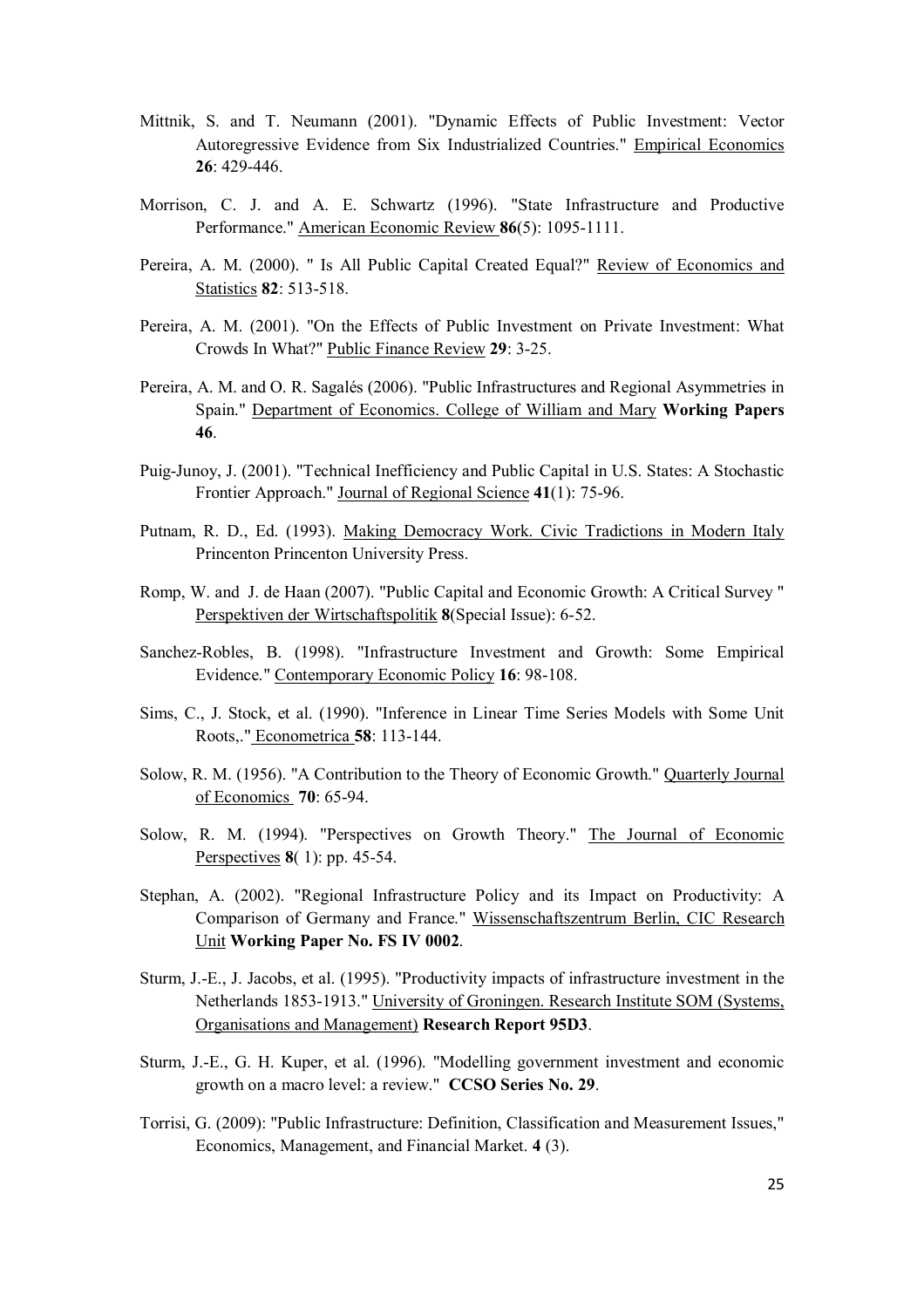Mittnik, S. and T. Neumann (2001). "Dynamic Effects of Public Investment: Vector Autoregressive Evidence from Six Industrialized Countries." Empirical Economics **26**: 429-446.

Morrison, C. J. and A. E. Schwartz (1996). "State Infrastructure and Productive Performance." American Economic Review **86**(5): 1095-1111.

Pereira, A. M. (2000). " Is All Public Capital Created Equal?" Review of Economics and Statistics **82**: 513-518.

Pereira, A. M. (2001). "On the Effects of Public Investment on Private Investment: What Crowds In What?" Public Finance Review **29**: 3-25.

Pereira, A. M. and O. R. Sagalés (2006). "Public Infrastructures and Regional Asymmetries in Spain." Department of Economics. College of William and Mary **Working Papers 46**.

Puig-Junoy, J. (2001). "Technical Inefficiency and Public Capital in U.S. States: A Stochastic Frontier Approach." Journal of Regional Science **41**(1): 75-96.

Putnam, R. D., Ed. (1993). Making Democracy Work. Civic Tradictions in Modern Italy Princenton Princenton University Press.

Romp, W. and J. de Haan (2007). "Public Capital and Economic Growth: A Critical Survey " Perspektiven der Wirtschaftspolitik **8**(Special Issue): 6-52.

Sanchez-Robles, B. (1998). "Infrastructure Investment and Growth: Some Empirical Evidence." Contemporary Economic Policy **16**: 98-108.

Sims, C., J. Stock, et al. (1990). "Inference in Linear Time Series Models with Some Unit Roots,." Econometrica **58**: 113-144.

Solow, R. M. (1956). "A Contribution to the Theory of Economic Growth." Quarterly Journal of Economics **70**: 65-94.

Solow, R. M. (1994). "Perspectives on Growth Theory." The Journal of Economic Perspectives **8**( 1): pp. 45-54.

Stephan, A. (2002). "Regional Infrastructure Policy and its Impact on Productivity: A Comparison of Germany and France." Wissenschaftszentrum Berlin, CIC Research Unit **Working Paper No. FS IV 0002**.

Sturm, J.-E., J. Jacobs, et al. (1995). "Productivity impacts of infrastructure investment in the Netherlands 1853-1913." University of Groningen. Research Institute SOM (Systems, Organisations and Management) **Research Report 95D3**.

Sturm, J.-E., G. H. Kuper, et al. (1996). "Modelling government investment and economic growth on a macro level: a review." **CCSO Series No. 29**.

Torrisi, G. (2009): "Public Infrastructure: Definition, Classification and Measurement Issues," Economics, Management, and Financial Market. **4** (3).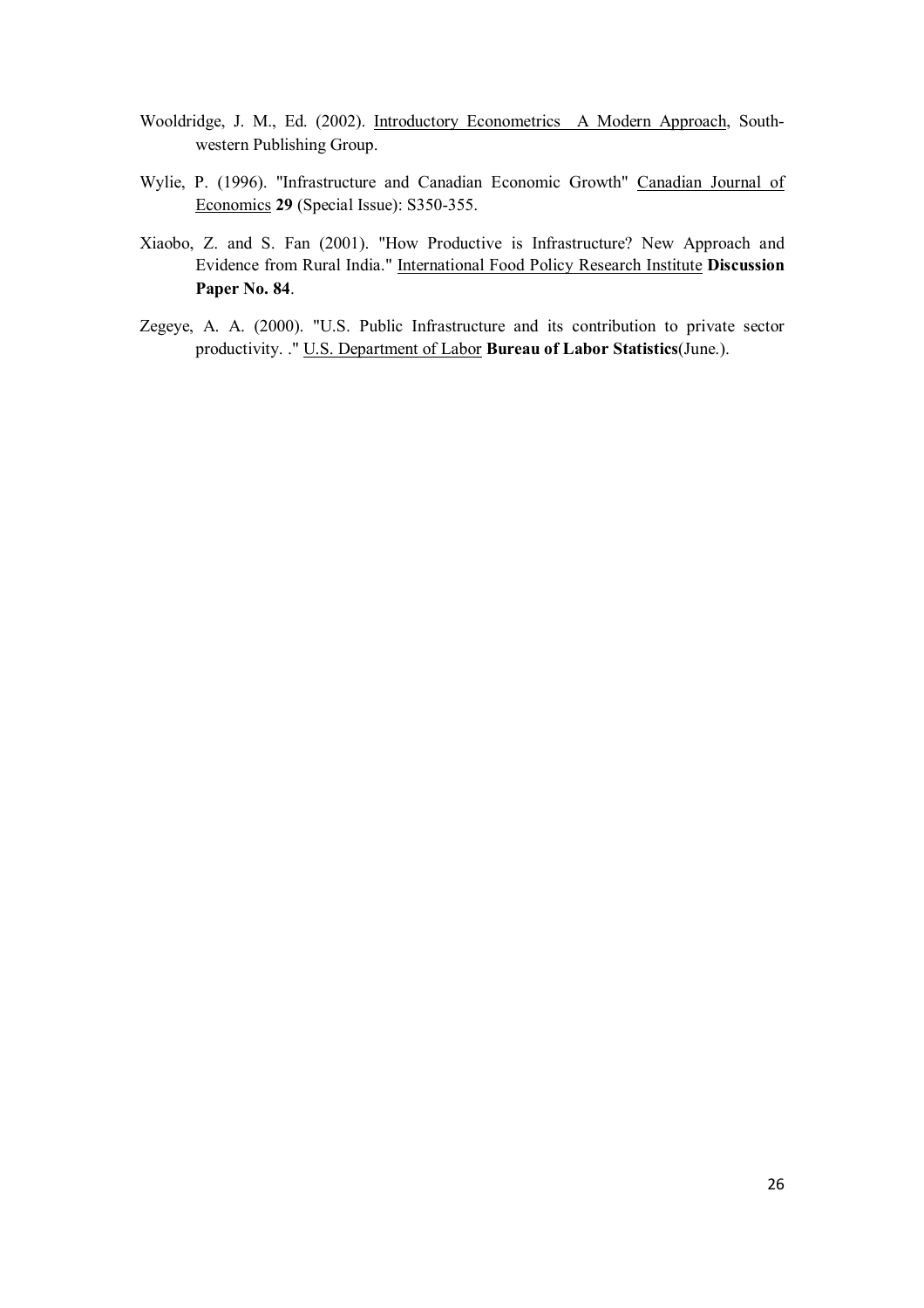Wooldridge, J. M., Ed. (2002). Introductory Econometrics  A Modern Approach, South-western Publishing Group.

Wylie, P. (1996). "Infrastructure and Canadian Economic Growth" Canadian Journal of Economics **29** (Special Issue): S350-355.

Xiaobo, Z. and S. Fan (2001). "How Productive is Infrastructure? New Approach and Evidence from Rural India." International Food Policy Research Institute **Discussion Paper No. 84**.

Zegeye, A. A. (2000). "U.S. Public Infrastructure and its contribution to private sector productivity. ." U.S. Department of Labor **Bureau of Labor Statistics**(June.).